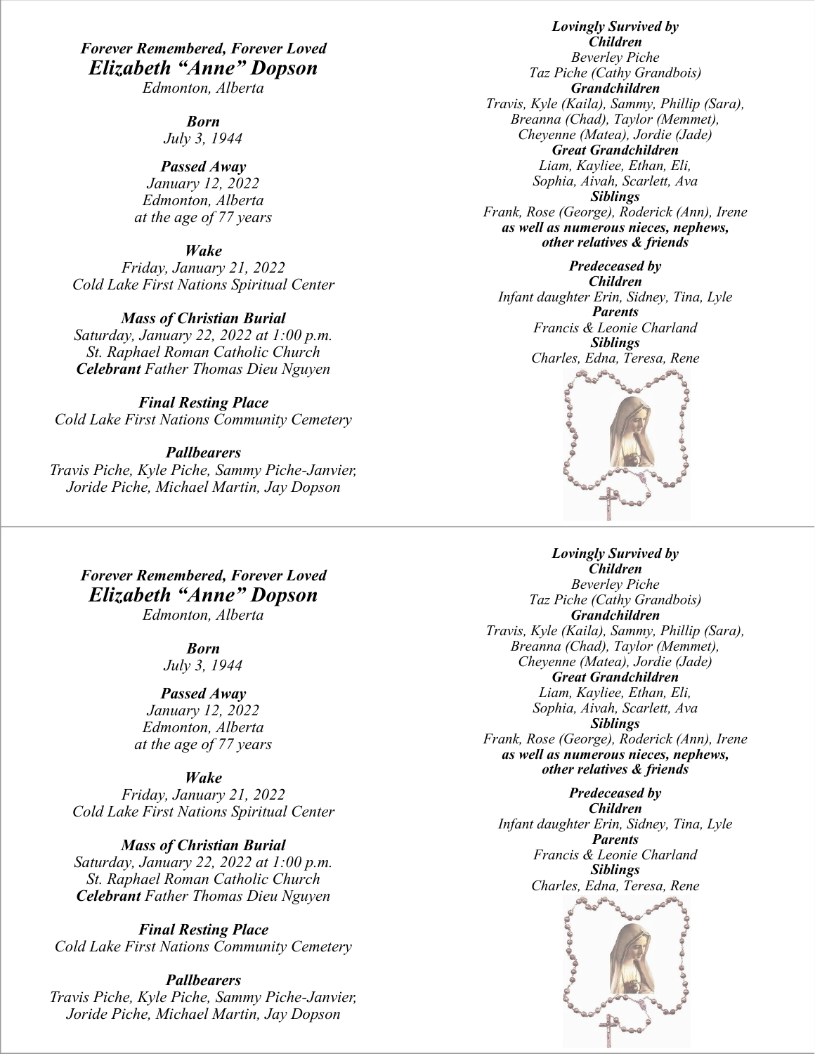*Forever Remembered, Forever Loved*

# *Elizabeth "Anne" Dopson*

*Edmonton, Alberta*

***Born***
*July 3, 1944*

***Passed Away***
*January 12, 2022*
*Edmonton, Alberta*
*at the age of 77 years*

***Wake***
*Friday, January 21, 2022*
*Cold Lake First Nations Spiritual Center*

***Mass of Christian Burial***
*Saturday, January 22, 2022 at 1:00 p.m.*
*St. Raphael Roman Catholic Church*
***Celebrant*** *Father Thomas Dieu Nguyen*

***Final Resting Place***
*Cold Lake First Nations Community Cemetery*

***Pallbearers***
*Travis Piche, Kyle Piche, Sammy Piche-Janvier, Joride Piche, Michael Martin, Jay Dopson*

***Lovingly Survived by***

***Children***
*Beverley Piche*
*Taz Piche (Cathy Grandbois)*

***Grandchildren***
*Travis, Kyle (Kaila), Sammy, Phillip (Sara), Breanna (Chad), Taylor (Memmet), Cheyenne (Matea), Jordie (Jade)*

***Great Grandchildren***
*Liam, Kayliee, Ethan, Eli, Sophia, Aivah, Scarlett, Ava*

***Siblings***
*Frank, Rose (George), Roderick (Ann), Irene*

***as well as numerous nieces, nephews, other relatives & friends***

***Predeceased by***

***Children***
*Infant daughter Erin, Sidney, Tina, Lyle*

***Parents***
*Francis & Leonie Charland*

***Siblings***
*Charles, Edna, Teresa, Rene*

---

*Forever Remembered, Forever Loved*

# *Elizabeth "Anne" Dopson*

*Edmonton, Alberta*

***Born***
*July 3, 1944*

***Passed Away***
*January 12, 2022*
*Edmonton, Alberta*
*at the age of 77 years*

***Wake***
*Friday, January 21, 2022*
*Cold Lake First Nations Spiritual Center*

***Mass of Christian Burial***
*Saturday, January 22, 2022 at 1:00 p.m.*
*St. Raphael Roman Catholic Church*
***Celebrant*** *Father Thomas Dieu Nguyen*

***Final Resting Place***
*Cold Lake First Nations Community Cemetery*

***Pallbearers***
*Travis Piche, Kyle Piche, Sammy Piche-Janvier, Joride Piche, Michael Martin, Jay Dopson*

***Lovingly Survived by***

***Children***
*Beverley Piche*
*Taz Piche (Cathy Grandbois)*

***Grandchildren***
*Travis, Kyle (Kaila), Sammy, Phillip (Sara), Breanna (Chad), Taylor (Memmet), Cheyenne (Matea), Jordie (Jade)*

***Great Grandchildren***
*Liam, Kayliee, Ethan, Eli, Sophia, Aivah, Scarlett, Ava*

***Siblings***
*Frank, Rose (George), Roderick (Ann), Irene*

***as well as numerous nieces, nephews, other relatives & friends***

***Predeceased by***

***Children***
*Infant daughter Erin, Sidney, Tina, Lyle*

***Parents***
*Francis & Leonie Charland*

***Siblings***
*Charles, Edna, Teresa, Rene*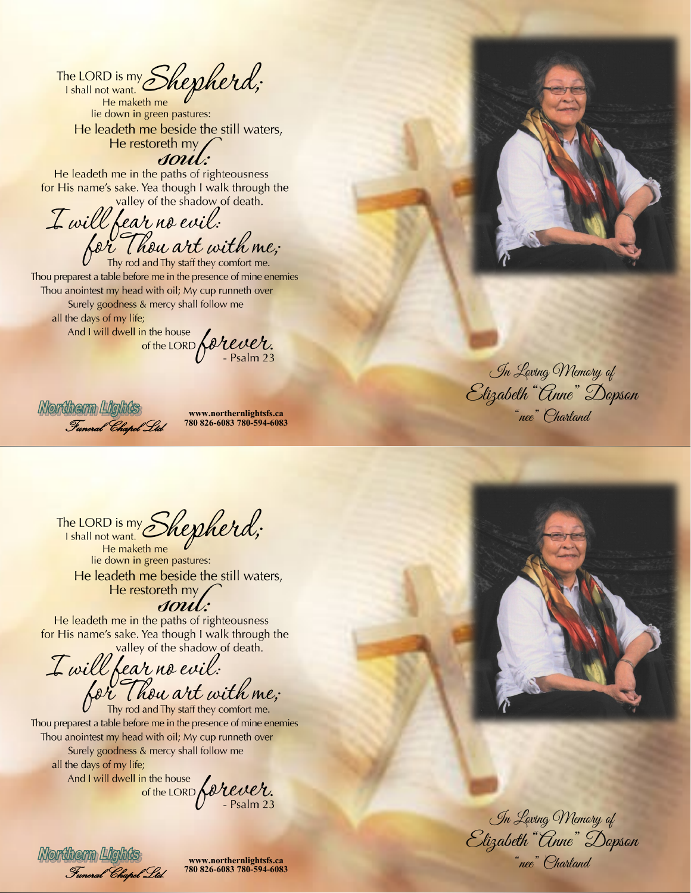The LORD is my *Shepherd;*
I shall not want.
He maketh me
lie down in green pastures:
He leadeth me beside the still waters,
He restoreth my
*soul:*
He leadeth me in the paths of righteousness
for His name's sake. Yea though I walk through the
valley of the shadow of death.
*I will fear no evil:*
*for Thou art with me;*
Thy rod and Thy staff they comfort me.
Thou preparest a table before me in the presence of mine enemies
Thou anointest my head with oil; My cup runneth over
Surely goodness & mercy shall follow me
all the days of my life;
And I will dwell in the house
of the LORD *forever.*
\- Psalm 23

*In Loving Memory of*
*Elizabeth "Anne" Dopson*
*"nee" Charland*

**Northern Lights**
*Funeral Chapel Ltd.*

**www.northernlightsfs.ca**
**780 826-6083 780-594-6083**

The LORD is my *Shepherd;*
I shall not want.
He maketh me
lie down in green pastures:
He leadeth me beside the still waters,
He restoreth my
*soul:*
He leadeth me in the paths of righteousness
for His name's sake. Yea though I walk through the
valley of the shadow of death.
*I will fear no evil:*
*for Thou art with me;*
Thy rod and Thy staff they comfort me.
Thou preparest a table before me in the presence of mine enemies
Thou anointest my head with oil; My cup runneth over
Surely goodness & mercy shall follow me
all the days of my life;
And I will dwell in the house
of the LORD *forever.*
\- Psalm 23

*In Loving Memory of*
*Elizabeth "Anne" Dopson*
*"nee" Charland*

**Northern Lights**
*Funeral Chapel Ltd.*

**www.northernlightsfs.ca**
**780 826-6083 780-594-6083**